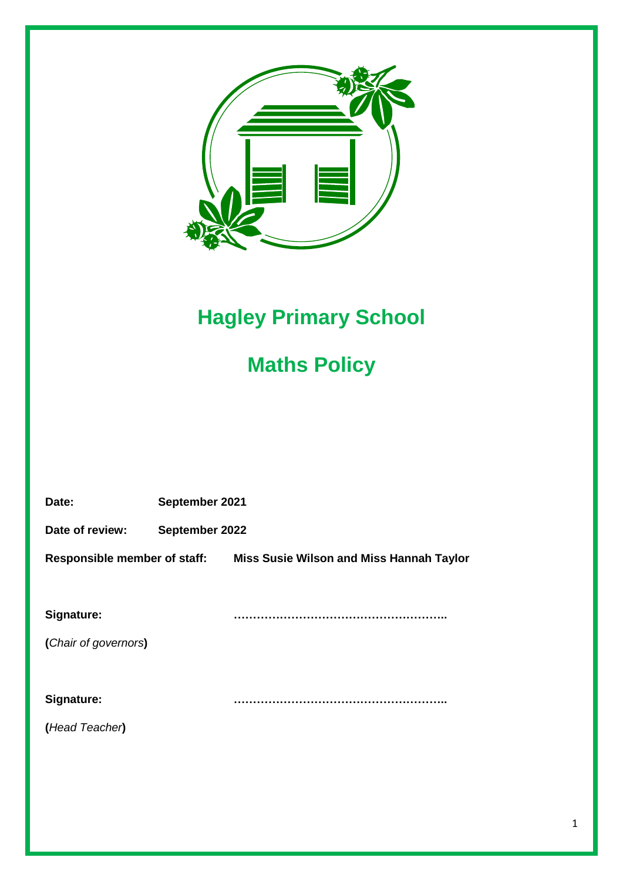# Hagley Primary School

# Maths Policy

**Date:** **September 2021**

**Date of review:** **September 2022**

**Responsible member of staff:** **Miss Susie Wilson and Miss Hannah Taylor**

**Signature:** **………………………………………………..**

**(***Chair of governors***)**

**Signature:** **………………………………………………..**

**(***Head Teacher***)**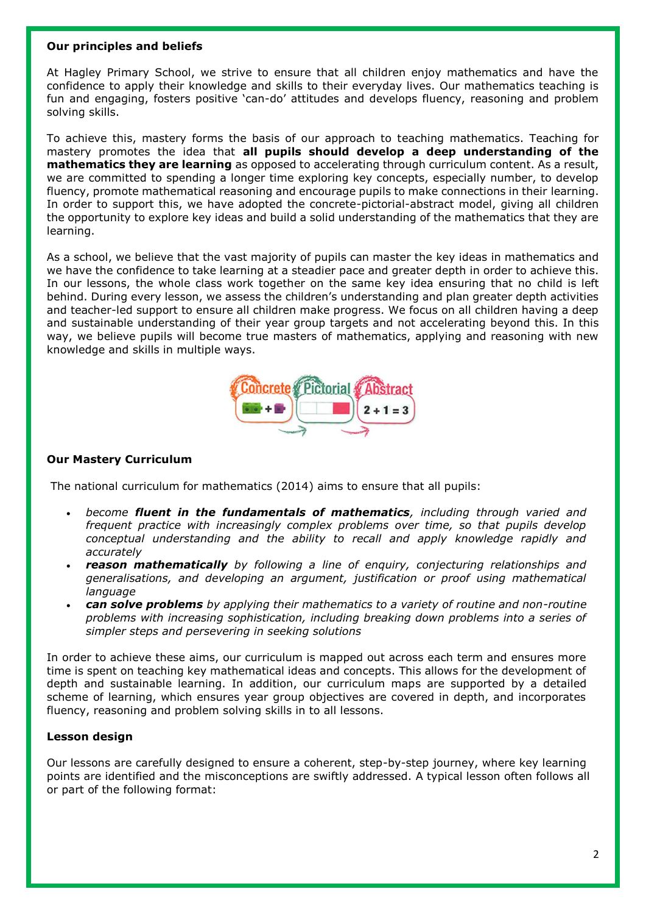**Our principles and beliefs**

At Hagley Primary School, we strive to ensure that all children enjoy mathematics and have the confidence to apply their knowledge and skills to their everyday lives. Our mathematics teaching is fun and engaging, fosters positive 'can-do' attitudes and develops fluency, reasoning and problem solving skills.

To achieve this, mastery forms the basis of our approach to teaching mathematics. Teaching for mastery promotes the idea that **all pupils should develop a deep understanding of the mathematics they are learning** as opposed to accelerating through curriculum content. As a result, we are committed to spending a longer time exploring key concepts, especially number, to develop fluency, promote mathematical reasoning and encourage pupils to make connections in their learning. In order to support this, we have adopted the concrete-pictorial-abstract model, giving all children the opportunity to explore key ideas and build a solid understanding of the mathematics that they are learning.

As a school, we believe that the vast majority of pupils can master the key ideas in mathematics and we have the confidence to take learning at a steadier pace and greater depth in order to achieve this. In our lessons, the whole class work together on the same key idea ensuring that no child is left behind. During every lesson, we assess the children's understanding and plan greater depth activities and teacher-led support to ensure all children make progress. We focus on all children having a deep and sustainable understanding of their year group targets and not accelerating beyond this. In this way, we believe pupils will become true masters of mathematics, applying and reasoning with new knowledge and skills in multiple ways.

Concrete → Pictorial → Abstract

$2 + 1 = 3$

**Our Mastery Curriculum**

The national curriculum for mathematics (2014) aims to ensure that all pupils:

- *become **fluent in the fundamentals of mathematics**, including through varied and frequent practice with increasingly complex problems over time, so that pupils develop conceptual understanding and the ability to recall and apply knowledge rapidly and accurately*
- ***reason mathematically** by following a line of enquiry, conjecturing relationships and generalisations, and developing an argument, justification or proof using mathematical language*
- ***can solve problems** by applying their mathematics to a variety of routine and non-routine problems with increasing sophistication, including breaking down problems into a series of simpler steps and persevering in seeking solutions*

In order to achieve these aims, our curriculum is mapped out across each term and ensures more time is spent on teaching key mathematical ideas and concepts. This allows for the development of depth and sustainable learning. In addition, our curriculum maps are supported by a detailed scheme of learning, which ensures year group objectives are covered in depth, and incorporates fluency, reasoning and problem solving skills in to all lessons.

**Lesson design**

Our lessons are carefully designed to ensure a coherent, step-by-step journey, where key learning points are identified and the misconceptions are swiftly addressed. A typical lesson often follows all or part of the following format: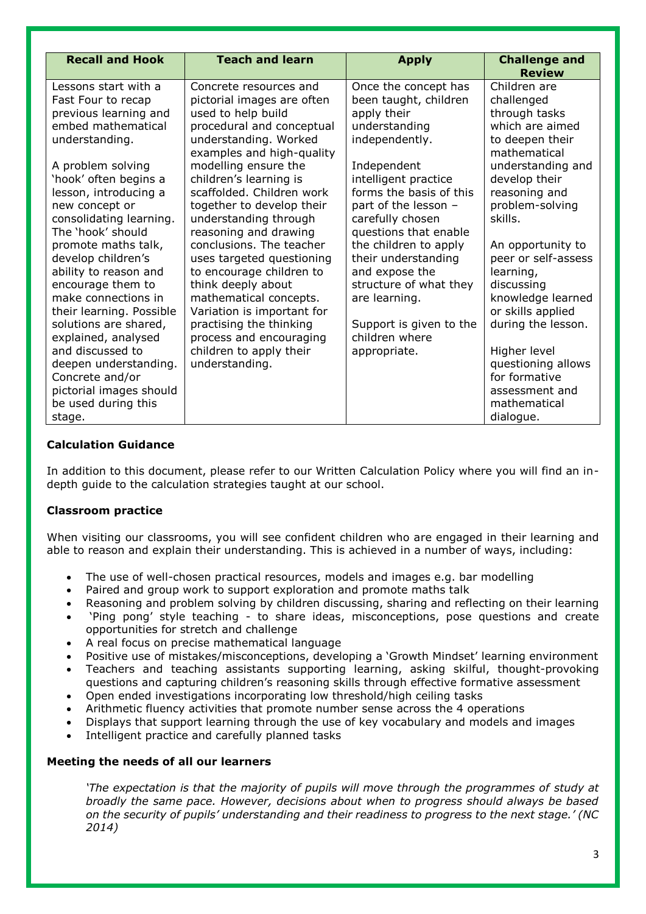| Recall and Hook | Teach and learn | Apply | Challenge and Review |
|---|---|---|---|
| Lessons start with a Fast Four to recap previous learning and embed mathematical understanding.<br><br>A problem solving 'hook' often begins a lesson, introducing a new concept or consolidating learning. The 'hook' should promote maths talk, develop children's ability to reason and encourage them to make connections in their learning. Possible solutions are shared, explained, analysed and discussed to deepen understanding. Concrete and/or pictorial images should be used during this stage. | Concrete resources and pictorial images are often used to help build procedural and conceptual understanding. Worked examples and high-quality modelling ensure the children's learning is scaffolded. Children work together to develop their understanding through reasoning and drawing conclusions. The teacher uses targeted questioning to encourage children to think deeply about mathematical concepts. Variation is important for practising the thinking process and encouraging children to apply their understanding. | Once the concept has been taught, children apply their understanding independently.<br><br>Independent intelligent practice forms the basis of this part of the lesson – carefully chosen questions that enable the children to apply their understanding and expose the structure of what they are learning.<br><br>Support is given to the children where appropriate. | Children are challenged through tasks which are aimed to deepen their mathematical understanding and develop their reasoning and problem-solving skills.<br><br>An opportunity to peer or self-assess learning, discussing knowledge learned or skills applied during the lesson.<br><br>Higher level questioning allows for formative assessment and mathematical dialogue. |

**Calculation Guidance**

In addition to this document, please refer to our Written Calculation Policy where you will find an in-depth guide to the calculation strategies taught at our school.

**Classroom practice**

When visiting our classrooms, you will see confident children who are engaged in their learning and able to reason and explain their understanding. This is achieved in a number of ways, including:

- The use of well-chosen practical resources, models and images e.g. bar modelling
- Paired and group work to support exploration and promote maths talk
- Reasoning and problem solving by children discussing, sharing and reflecting on their learning
- 'Ping pong' style teaching - to share ideas, misconceptions, pose questions and create opportunities for stretch and challenge
- A real focus on precise mathematical language
- Positive use of mistakes/misconceptions, developing a 'Growth Mindset' learning environment
- Teachers and teaching assistants supporting learning, asking skilful, thought-provoking questions and capturing children's reasoning skills through effective formative assessment
- Open ended investigations incorporating low threshold/high ceiling tasks
- Arithmetic fluency activities that promote number sense across the 4 operations
- Displays that support learning through the use of key vocabulary and models and images
- Intelligent practice and carefully planned tasks

**Meeting the needs of all our learners**

> *'The expectation is that the majority of pupils will move through the programmes of study at broadly the same pace. However, decisions about when to progress should always be based on the security of pupils' understanding and their readiness to progress to the next stage.' (NC 2014)*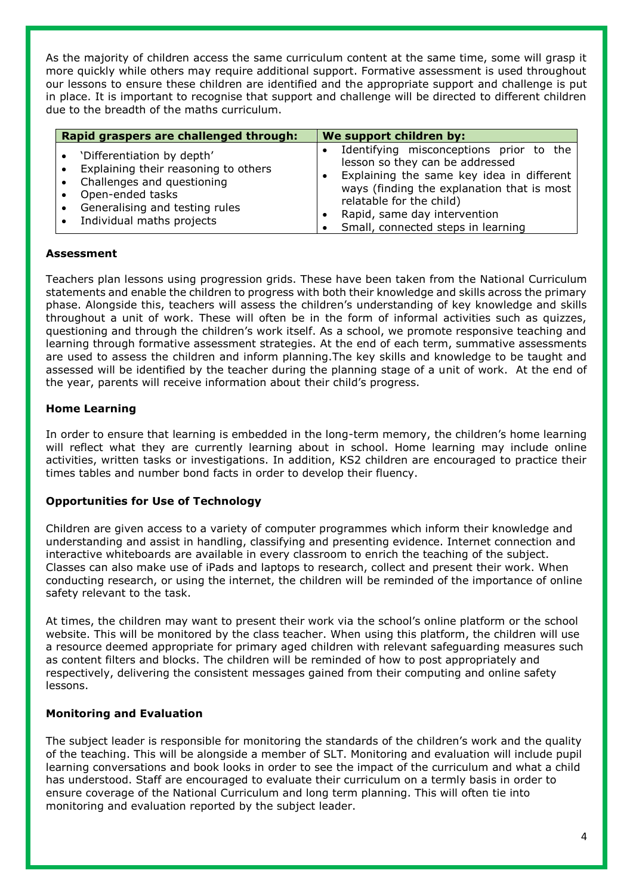As the majority of children access the same curriculum content at the same time, some will grasp it more quickly while others may require additional support. Formative assessment is used throughout our lessons to ensure these children are identified and the appropriate support and challenge is put in place. It is important to recognise that support and challenge will be directed to different children due to the breadth of the maths curriculum.

| Rapid graspers are challenged through: | We support children by: |
|---|---|
| • 'Differentiation by depth'<br>• Explaining their reasoning to others<br>• Challenges and questioning<br>• Open-ended tasks<br>• Generalising and testing rules<br>• Individual maths projects | • Identifying misconceptions prior to the lesson so they can be addressed<br>• Explaining the same key idea in different ways (finding the explanation that is most relatable for the child)<br>• Rapid, same day intervention<br>• Small, connected steps in learning |

**Assessment**

Teachers plan lessons using progression grids. These have been taken from the National Curriculum statements and enable the children to progress with both their knowledge and skills across the primary phase. Alongside this, teachers will assess the children's understanding of key knowledge and skills throughout a unit of work. These will often be in the form of informal activities such as quizzes, questioning and through the children's work itself. As a school, we promote responsive teaching and learning through formative assessment strategies. At the end of each term, summative assessments are used to assess the children and inform planning.The key skills and knowledge to be taught and assessed will be identified by the teacher during the planning stage of a unit of work. At the end of the year, parents will receive information about their child's progress.

**Home Learning**

In order to ensure that learning is embedded in the long-term memory, the children's home learning will reflect what they are currently learning about in school. Home learning may include online activities, written tasks or investigations. In addition, KS2 children are encouraged to practice their times tables and number bond facts in order to develop their fluency.

**Opportunities for Use of Technology**

Children are given access to a variety of computer programmes which inform their knowledge and understanding and assist in handling, classifying and presenting evidence. Internet connection and interactive whiteboards are available in every classroom to enrich the teaching of the subject. Classes can also make use of iPads and laptops to research, collect and present their work. When conducting research, or using the internet, the children will be reminded of the importance of online safety relevant to the task.

At times, the children may want to present their work via the school's online platform or the school website. This will be monitored by the class teacher. When using this platform, the children will use a resource deemed appropriate for primary aged children with relevant safeguarding measures such as content filters and blocks. The children will be reminded of how to post appropriately and respectively, delivering the consistent messages gained from their computing and online safety lessons.

**Monitoring and Evaluation**

The subject leader is responsible for monitoring the standards of the children's work and the quality of the teaching. This will be alongside a member of SLT. Monitoring and evaluation will include pupil learning conversations and book looks in order to see the impact of the curriculum and what a child has understood. Staff are encouraged to evaluate their curriculum on a termly basis in order to ensure coverage of the National Curriculum and long term planning. This will often tie into monitoring and evaluation reported by the subject leader.